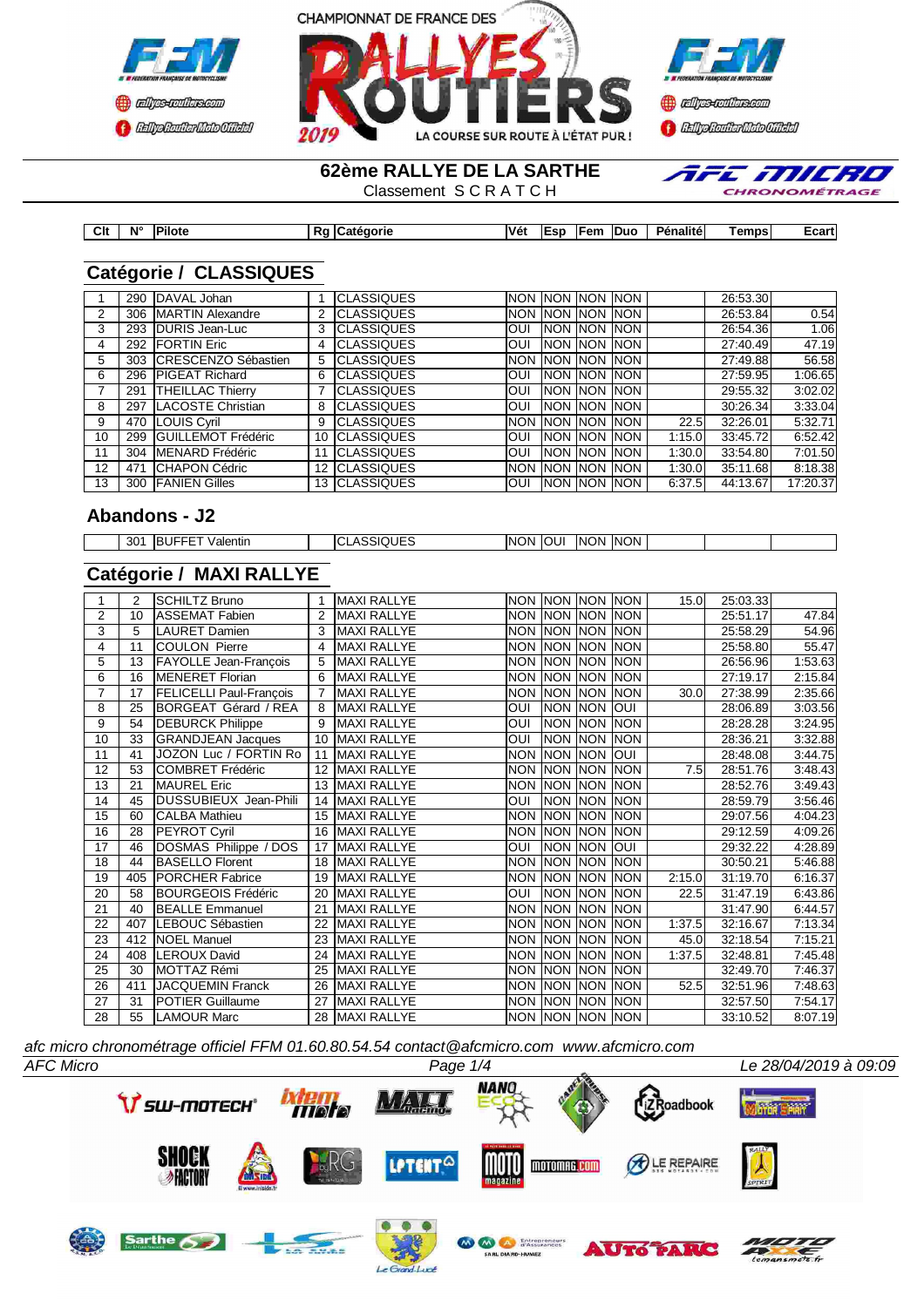CHAMPIONNAT DE FRANCE DES RALLYES ROUTIERS 2019

LA COURSE SUR ROUTE À L'ÉTAT PUR !

# 62ème RALLYE DE LA SARTHE

Classement S C R A T C H

## Catégorie / CLASSIQUES

| Clt | N° | Pilote | Rg | Catégorie | Vét | Esp | Fem | Duo | Pénalité | Temps | Ecart |
|---|---|---|---|---|---|---|---|---|---|---|---|
| 1 | 290 | DAVAL Johan | 1 | CLASSIQUES | NON | NON | NON | NON | | 26:53.30 | |
| 2 | 306 | MARTIN Alexandre | 2 | CLASSIQUES | NON | NON | NON | NON | | 26:53.84 | 0.54 |
| 3 | 293 | DURIS Jean-Luc | 3 | CLASSIQUES | OUI | NON | NON | NON | | 26:54.36 | 1.06 |
| 4 | 292 | FORTIN Eric | 4 | CLASSIQUES | OUI | NON | NON | NON | | 27:40.49 | 47.19 |
| 5 | 303 | CRESCENZO Sébastien | 5 | CLASSIQUES | NON | NON | NON | NON | | 27:49.88 | 56.58 |
| 6 | 296 | PIGEAT Richard | 6 | CLASSIQUES | OUI | NON | NON | NON | | 27:59.95 | 1:06.65 |
| 7 | 291 | THEILLAC Thierry | 7 | CLASSIQUES | OUI | NON | NON | NON | | 29:55.32 | 3:02.02 |
| 8 | 297 | LACOSTE Christian | 8 | CLASSIQUES | OUI | NON | NON | NON | | 30:26.34 | 3:33.04 |
| 9 | 470 | LOUIS Cyril | 9 | CLASSIQUES | NON | NON | NON | NON | 22.5 | 32:26.01 | 5:32.71 |
| 10 | 299 | GUILLEMOT Frédéric | 10 | CLASSIQUES | OUI | NON | NON | NON | 1:15.0 | 33:45.72 | 6:52.42 |
| 11 | 304 | MENARD Frédéric | 11 | CLASSIQUES | OUI | NON | NON | NON | 1:30.0 | 33:54.80 | 7:01.50 |
| 12 | 471 | CHAPON Cédric | 12 | CLASSIQUES | NON | NON | NON | NON | 1:30.0 | 35:11.68 | 8:18.38 |
| 13 | 300 | FANIEN Gilles | 13 | CLASSIQUES | OUI | NON | NON | NON | 6:37.5 | 44:13.67 | 17:20.37 |

## Abandons - J2

| Clt | N° | Pilote | Rg | Catégorie | Vét | Esp | Fem | Duo | Pénalité | Temps | Ecart |
|---|---|---|---|---|---|---|---|---|---|---|---|
| | 301 | BUFFET Valentin | | CLASSIQUES | NON | OUI | NON | NON | | | |

## Catégorie / MAXI RALLYE

| Clt | N° | Pilote | Rg | Catégorie | Vét | Esp | Fem | Duo | Pénalité | Temps | Ecart |
|---|---|---|---|---|---|---|---|---|---|---|---|
| 1 | 2 | SCHILTZ Bruno | 1 | MAXI RALLYE | NON | NON | NON | NON | 15.0 | 25:03.33 | |
| 2 | 10 | ASSEMAT Fabien | 2 | MAXI RALLYE | NON | NON | NON | NON | | 25:51.17 | 47.84 |
| 3 | 5 | LAURET Damien | 3 | MAXI RALLYE | NON | NON | NON | NON | | 25:58.29 | 54.96 |
| 4 | 11 | COULON Pierre | 4 | MAXI RALLYE | NON | NON | NON | NON | | 25:58.80 | 55.47 |
| 5 | 13 | FAYOLLE Jean-François | 5 | MAXI RALLYE | NON | NON | NON | NON | | 26:56.96 | 1:53.63 |
| 6 | 16 | MENERET Florian | 6 | MAXI RALLYE | NON | NON | NON | NON | | 27:19.17 | 2:15.84 |
| 7 | 17 | FELICELLI Paul-François | 7 | MAXI RALLYE | NON | NON | NON | NON | 30.0 | 27:38.99 | 2:35.66 |
| 8 | 25 | BORGEAT Gérard / REA | 8 | MAXI RALLYE | OUI | NON | NON | OUI | | 28:06.89 | 3:03.56 |
| 9 | 54 | DEBURCK Philippe | 9 | MAXI RALLYE | OUI | NON | NON | NON | | 28:28.28 | 3:24.95 |
| 10 | 33 | GRANDJEAN Jacques | 10 | MAXI RALLYE | OUI | NON | NON | NON | | 28:36.21 | 3:32.88 |
| 11 | 41 | JOZON Luc / FORTIN Ro | 11 | MAXI RALLYE | NON | NON | NON | OUI | | 28:48.08 | 3:44.75 |
| 12 | 53 | COMBRET Frédéric | 12 | MAXI RALLYE | NON | NON | NON | NON | 7.5 | 28:51.76 | 3:48.43 |
| 13 | 21 | MAUREL Eric | 13 | MAXI RALLYE | NON | NON | NON | NON | | 28:52.76 | 3:49.43 |
| 14 | 45 | DUSSUBIEUX Jean-Phili | 14 | MAXI RALLYE | OUI | NON | NON | NON | | 28:59.79 | 3:56.46 |
| 15 | 60 | CALBA Mathieu | 15 | MAXI RALLYE | NON | NON | NON | NON | | 29:07.56 | 4:04.23 |
| 16 | 28 | PEYROT Cyril | 16 | MAXI RALLYE | NON | NON | NON | NON | | 29:12.59 | 4:09.26 |
| 17 | 46 | DOSMAS Philippe / DOS | 17 | MAXI RALLYE | OUI | NON | NON | OUI | | 29:32.22 | 4:28.89 |
| 18 | 44 | BASELLO Florent | 18 | MAXI RALLYE | NON | NON | NON | NON | | 30:50.21 | 5:46.88 |
| 19 | 405 | PORCHER Fabrice | 19 | MAXI RALLYE | NON | NON | NON | NON | 2:15.0 | 31:19.70 | 6:16.37 |
| 20 | 58 | BOURGEOIS Frédéric | 20 | MAXI RALLYE | OUI | NON | NON | NON | 22.5 | 31:47.19 | 6:43.86 |
| 21 | 40 | BEALLE Emmanuel | 21 | MAXI RALLYE | NON | NON | NON | NON | | 31:47.90 | 6:44.57 |
| 22 | 407 | LEBOUC Sébastien | 22 | MAXI RALLYE | NON | NON | NON | NON | 1:37.5 | 32:16.67 | 7:13.34 |
| 23 | 412 | NOEL Manuel | 23 | MAXI RALLYE | NON | NON | NON | NON | 45.0 | 32:18.54 | 7:15.21 |
| 24 | 408 | LEROUX David | 24 | MAXI RALLYE | NON | NON | NON | NON | 1:37.5 | 32:48.81 | 7:45.48 |
| 25 | 30 | MOTTAZ Rémi | 25 | MAXI RALLYE | NON | NON | NON | NON | | 32:49.70 | 7:46.37 |
| 26 | 411 | JACQUEMIN Franck | 26 | MAXI RALLYE | NON | NON | NON | NON | 52.5 | 32:51.96 | 7:48.63 |
| 27 | 31 | POTIER Guillaume | 27 | MAXI RALLYE | NON | NON | NON | NON | | 32:57.50 | 7:54.17 |
| 28 | 55 | LAMOUR Marc | 28 | MAXI RALLYE | NON | NON | NON | NON | | 33:10.52 | 8:07.19 |

*afc micro chronométrage officiel FFM 01.60.80.54.54 contact@afcmicro.com www.afcmicro.com*

*AFC Micro* — *Le 28/04/2019 à 09:09*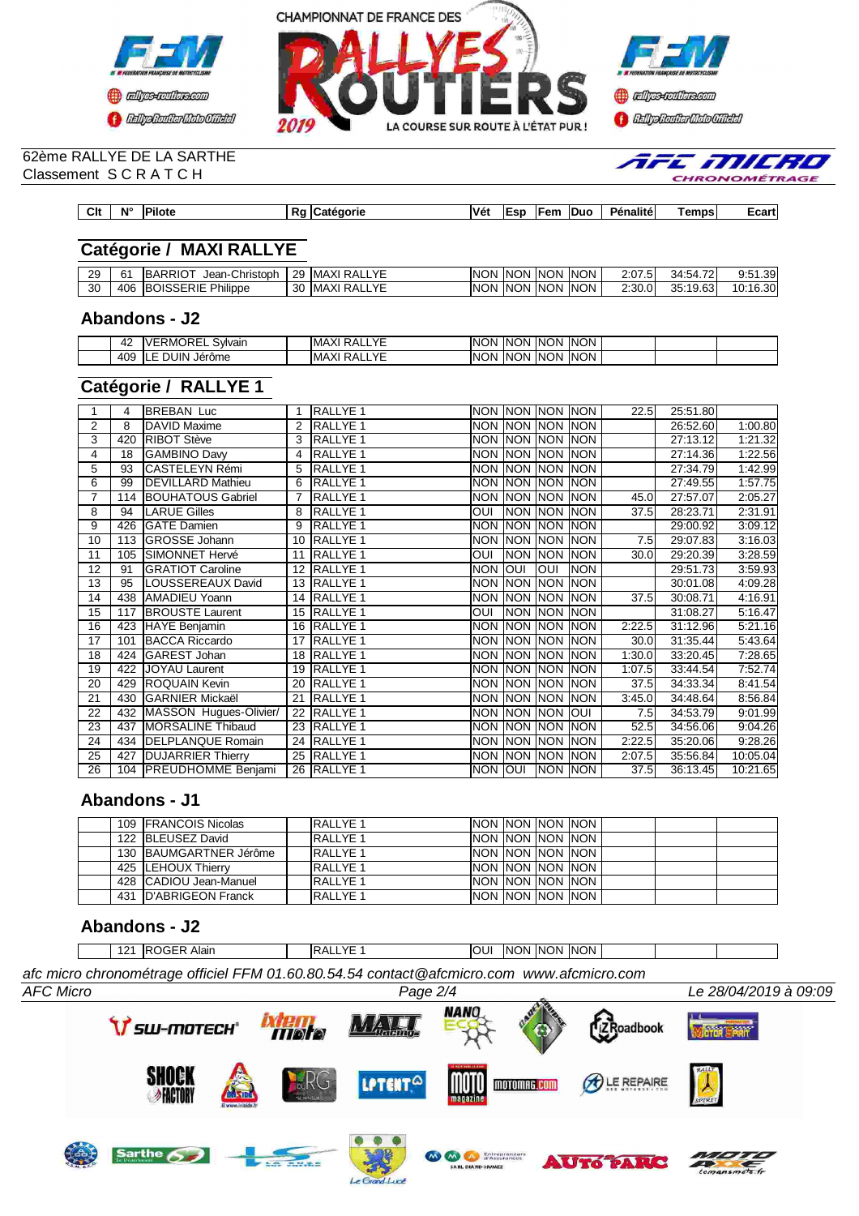62ème RALLYE DE LA SARTHE
Classement S C R A T C H

| Clt | N° | Pilote | Rg | Catégorie | Vét | Esp | Fem | Duo | Pénalité | Temps | Ecart |
|---|---|---|---|---|---|---|---|---|---|---|---|

## Catégorie / MAXI RALLYE

| Clt | N° | Pilote | Rg | Catégorie | Vét | Esp | Fem | Duo | Pénalité | Temps | Ecart |
|---|---|---|---|---|---|---|---|---|---|---|---|
| 29 | 61 | BARRIOT Jean-Christoph | 29 | MAXI RALLYE | NON | NON | NON | NON | 2:07.5 | 34:54.72 | 9:51.39 |
| 30 | 406 | BOISSERIE Philippe | 30 | MAXI RALLYE | NON | NON | NON | NON | 2:30.0 | 35:19.63 | 10:16.30 |

## Abandons - J2

| Clt | N° | Pilote | Rg | Catégorie | Vét | Esp | Fem | Duo | Pénalité | Temps | Ecart |
|---|---|---|---|---|---|---|---|---|---|---|---|
| | 42 | VERMOREL Sylvain | | MAXI RALLYE | NON | NON | NON | NON | | | |
| | 409 | LE DUIN Jérôme | | MAXI RALLYE | NON | NON | NON | NON | | | |

## Catégorie / RALLYE 1

| Clt | N° | Pilote | Rg | Catégorie | Vét | Esp | Fem | Duo | Pénalité | Temps | Ecart |
|---|---|---|---|---|---|---|---|---|---|---|---|
| 1 | 4 | BREBAN Luc | 1 | RALLYE 1 | NON | NON | NON | NON | 22.5 | 25:51.80 | |
| 2 | 8 | DAVID Maxime | 2 | RALLYE 1 | NON | NON | NON | NON | | 26:52.60 | 1:00.80 |
| 3 | 420 | RIBOT Stève | 3 | RALLYE 1 | NON | NON | NON | NON | | 27:13.12 | 1:21.32 |
| 4 | 18 | GAMBINO Davy | 4 | RALLYE 1 | NON | NON | NON | NON | | 27:14.36 | 1:22.56 |
| 5 | 93 | CASTELEYN Rémi | 5 | RALLYE 1 | NON | NON | NON | NON | | 27:34.79 | 1:42.99 |
| 6 | 99 | DEVILLARD Mathieu | 6 | RALLYE 1 | NON | NON | NON | NON | | 27:49.55 | 1:57.75 |
| 7 | 114 | BOUHATOUS Gabriel | 7 | RALLYE 1 | NON | NON | NON | NON | 45.0 | 27:57.07 | 2:05.27 |
| 8 | 94 | LARUE Gilles | 8 | RALLYE 1 | OUI | NON | NON | NON | 37.5 | 28:23.71 | 2:31.91 |
| 9 | 426 | GATE Damien | 9 | RALLYE 1 | NON | NON | NON | NON | | 29:00.92 | 3:09.12 |
| 10 | 113 | GROSSE Johann | 10 | RALLYE 1 | NON | NON | NON | NON | 7.5 | 29:07.83 | 3:16.03 |
| 11 | 105 | SIMONNET Hervé | 11 | RALLYE 1 | OUI | NON | NON | NON | 30.0 | 29:20.39 | 3:28.59 |
| 12 | 91 | GRATIOT Caroline | 12 | RALLYE 1 | NON | OUI | OUI | NON | | 29:51.73 | 3:59.93 |
| 13 | 95 | LOUSSEREAUX David | 13 | RALLYE 1 | NON | NON | NON | NON | | 30:01.08 | 4:09.28 |
| 14 | 438 | AMADIEU Yoann | 14 | RALLYE 1 | NON | NON | NON | NON | 37.5 | 30:08.71 | 4:16.91 |
| 15 | 117 | BROUSTE Laurent | 15 | RALLYE 1 | OUI | NON | NON | NON | | 31:08.27 | 5:16.47 |
| 16 | 423 | HAYE Benjamin | 16 | RALLYE 1 | NON | NON | NON | NON | 2:22.5 | 31:12.96 | 5:21.16 |
| 17 | 101 | BACCA Riccardo | 17 | RALLYE 1 | NON | NON | NON | NON | 30.0 | 31:35.44 | 5:43.64 |
| 18 | 424 | GAREST Johan | 18 | RALLYE 1 | NON | NON | NON | NON | 1:30.0 | 33:20.45 | 7:28.65 |
| 19 | 422 | JOYAU Laurent | 19 | RALLYE 1 | NON | NON | NON | NON | 1:07.5 | 33:44.54 | 7:52.74 |
| 20 | 429 | ROQUAIN Kevin | 20 | RALLYE 1 | NON | NON | NON | NON | 37.5 | 34:33.34 | 8:41.54 |
| 21 | 430 | GARNIER Mickaël | 21 | RALLYE 1 | NON | NON | NON | NON | 3:45.0 | 34:48.64 | 8:56.84 |
| 22 | 432 | MASSON Hugues-Olivier/ | 22 | RALLYE 1 | NON | NON | NON | OUI | 7.5 | 34:53.79 | 9:01.99 |
| 23 | 437 | MORSALINE Thibaud | 23 | RALLYE 1 | NON | NON | NON | NON | 52.5 | 34:56.06 | 9:04.26 |
| 24 | 434 | DELPLANQUE Romain | 24 | RALLYE 1 | NON | NON | NON | NON | 2:22.5 | 35:20.06 | 9:28.26 |
| 25 | 427 | DUJARRIER Thierry | 25 | RALLYE 1 | NON | NON | NON | NON | 2:07.5 | 35:56.84 | 10:05.04 |
| 26 | 104 | PREUDHOMME Benjami | 26 | RALLYE 1 | NON | OUI | NON | NON | 37.5 | 36:13.45 | 10:21.65 |

## Abandons - J1

| Clt | N° | Pilote | Rg | Catégorie | Vét | Esp | Fem | Duo | Pénalité | Temps | Ecart |
|---|---|---|---|---|---|---|---|---|---|---|---|
| | 109 | FRANCOIS Nicolas | | RALLYE 1 | NON | NON | NON | NON | | | |
| | 122 | BLEUSEZ David | | RALLYE 1 | NON | NON | NON | NON | | | |
| | 130 | BAUMGARTNER Jérôme | | RALLYE 1 | NON | NON | NON | NON | | | |
| | 425 | LEHOUX Thierry | | RALLYE 1 | NON | NON | NON | NON | | | |
| | 428 | CADIOU Jean-Manuel | | RALLYE 1 | NON | NON | NON | NON | | | |
| | 431 | D'ABRIGEON Franck | | RALLYE 1 | NON | NON | NON | NON | | | |

## Abandons - J2

| Clt | N° | Pilote | Rg | Catégorie | Vét | Esp | Fem | Duo | Pénalité | Temps | Ecart |
|---|---|---|---|---|---|---|---|---|---|---|---|
| | 121 | ROGER Alain | | RALLYE 1 | OUI | NON | NON | NON | | | |

*afc micro chronométrage officiel FFM 01.60.80.54.54 contact@afcmicro.com www.afcmicro.com*

*AFC Micro* — *Le 28/04/2019 à 09:09*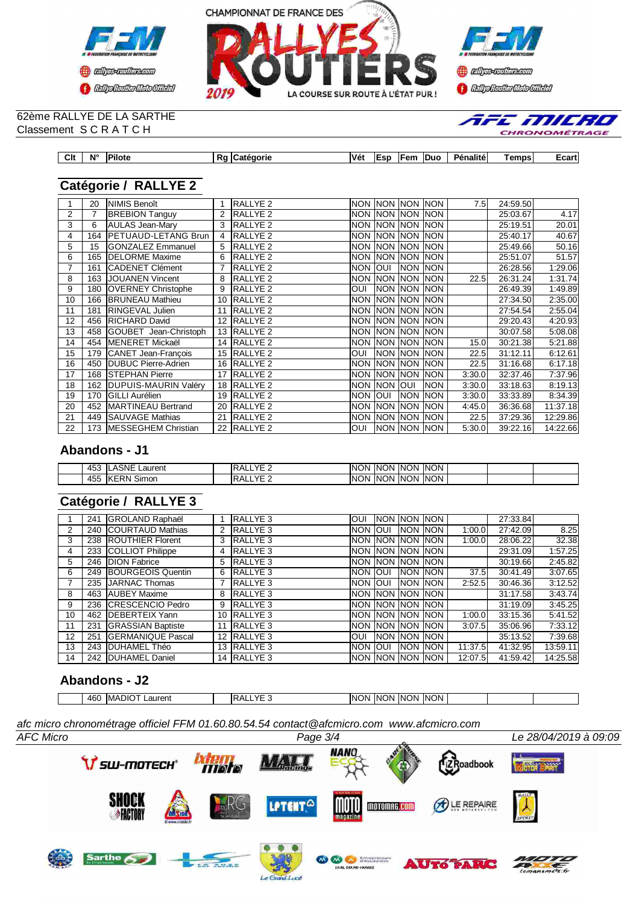CHAMPIONNAT DE FRANCE DES RALLYES ROUTIERS 2019 — LA COURSE SUR ROUTE À L'ÉTAT PUR !

62ème RALLYE DE LA SARTHE
Classement S C R A T C H

## Catégorie / RALLYE 2

| Clt | N° | Pilote | Rg | Catégorie | Vét | Esp | Fem | Duo | Pénalité | Temps | Ecart |
|---|---|---|---|---|---|---|---|---|---|---|---|
| 1 | 20 | NIMIS Benoît | 1 | RALLYE 2 | NON | NON | NON | NON | 7.5 | 24:59.50 | |
| 2 | 7 | BREBION Tanguy | 2 | RALLYE 2 | NON | NON | NON | NON | | 25:03.67 | 4.17 |
| 3 | 6 | AULAS Jean-Mary | 3 | RALLYE 2 | NON | NON | NON | NON | | 25:19.51 | 20.01 |
| 4 | 164 | PETUAUD-LETANG Brun | 4 | RALLYE 2 | NON | NON | NON | NON | | 25:40.17 | 40.67 |
| 5 | 15 | GONZALEZ Emmanuel | 5 | RALLYE 2 | NON | NON | NON | NON | | 25:49.66 | 50.16 |
| 6 | 165 | DELORME Maxime | 6 | RALLYE 2 | NON | NON | NON | NON | | 25:51.07 | 51.57 |
| 7 | 161 | CADENET Clément | 7 | RALLYE 2 | NON | OUI | NON | NON | | 26:28.56 | 1:29.06 |
| 8 | 163 | JOUANEN Vincent | 8 | RALLYE 2 | NON | NON | NON | NON | 22.5 | 26:31.24 | 1:31.74 |
| 9 | 180 | OVERNEY Christophe | 9 | RALLYE 2 | OUI | NON | NON | NON | | 26:49.39 | 1:49.89 |
| 10 | 166 | BRUNEAU Mathieu | 10 | RALLYE 2 | NON | NON | NON | NON | | 27:34.50 | 2:35.00 |
| 11 | 181 | RINGEVAL Julien | 11 | RALLYE 2 | NON | NON | NON | NON | | 27:54.54 | 2:55.04 |
| 12 | 456 | RICHARD David | 12 | RALLYE 2 | NON | NON | NON | NON | | 29:20.43 | 4:20.93 |
| 13 | 458 | GOUBET Jean-Christoph | 13 | RALLYE 2 | NON | NON | NON | NON | | 30:07.58 | 5:08.08 |
| 14 | 454 | MENERET Mickaël | 14 | RALLYE 2 | NON | NON | NON | NON | 15.0 | 30:21.38 | 5:21.88 |
| 15 | 179 | CANET Jean-François | 15 | RALLYE 2 | OUI | NON | NON | NON | 22.5 | 31:12.11 | 6:12.61 |
| 16 | 450 | DUBUC Pierre-Adrien | 16 | RALLYE 2 | NON | NON | NON | NON | 22.5 | 31:16.68 | 6:17.18 |
| 17 | 168 | STEPHAN Pierre | 17 | RALLYE 2 | NON | NON | NON | NON | 3:30.0 | 32:37.46 | 7:37.96 |
| 18 | 162 | DUPUIS-MAURIN Valéry | 18 | RALLYE 2 | NON | NON | OUI | NON | 3:30.0 | 33:18.63 | 8:19.13 |
| 19 | 170 | GILLI Aurélien | 19 | RALLYE 2 | NON | OUI | NON | NON | 3:30.0 | 33:33.89 | 8:34.39 |
| 20 | 452 | MARTINEAU Bertrand | 20 | RALLYE 2 | NON | NON | NON | NON | 4:45.0 | 36:36.68 | 11:37.18 |
| 21 | 449 | SAUVAGE Mathias | 21 | RALLYE 2 | NON | NON | NON | NON | 22.5 | 37:29.36 | 12:29.86 |
| 22 | 173 | MESSEGHEM Christian | 22 | RALLYE 2 | OUI | NON | NON | NON | 5:30.0 | 39:22.16 | 14:22.66 |

## Abandons - J1

| Clt | N° | Pilote | Rg | Catégorie | Vét | Esp | Fem | Duo | Pénalité | Temps | Ecart |
|---|---|---|---|---|---|---|---|---|---|---|---|
| | 453 | LASNE Laurent | | RALLYE 2 | NON | NON | NON | NON | | | |
| | 455 | KERN Simon | | RALLYE 2 | NON | NON | NON | NON | | | |

## Catégorie / RALLYE 3

| Clt | N° | Pilote | Rg | Catégorie | Vét | Esp | Fem | Duo | Pénalité | Temps | Ecart |
|---|---|---|---|---|---|---|---|---|---|---|---|
| 1 | 241 | GROLAND Raphaël | 1 | RALLYE 3 | OUI | NON | NON | NON | | 27:33.84 | |
| 2 | 240 | COURTAUD Mathias | 2 | RALLYE 3 | NON | OUI | NON | NON | 1:00.0 | 27:42.09 | 8.25 |
| 3 | 238 | ROUTHIER Florent | 3 | RALLYE 3 | NON | NON | NON | NON | 1:00.0 | 28:06.22 | 32.38 |
| 4 | 233 | COLLIOT Philippe | 4 | RALLYE 3 | NON | NON | NON | NON | | 29:31.09 | 1:57.25 |
| 5 | 246 | DION Fabrice | 5 | RALLYE 3 | NON | NON | NON | NON | | 30:19.66 | 2:45.82 |
| 6 | 249 | BOURGEOIS Quentin | 6 | RALLYE 3 | NON | OUI | NON | NON | 37.5 | 30:41.49 | 3:07.65 |
| 7 | 235 | JARNAC Thomas | 7 | RALLYE 3 | NON | OUI | NON | NON | 2:52.5 | 30:46.36 | 3:12.52 |
| 8 | 463 | AUBEY Maxime | 8 | RALLYE 3 | NON | NON | NON | NON | | 31:17.58 | 3:43.74 |
| 9 | 236 | CRESCENCIO Pedro | 9 | RALLYE 3 | NON | NON | NON | NON | | 31:19.09 | 3:45.25 |
| 10 | 462 | DEBERTEIX Yann | 10 | RALLYE 3 | NON | NON | NON | NON | 1:00.0 | 33:15.36 | 5:41.52 |
| 11 | 231 | GRASSIAN Baptiste | 11 | RALLYE 3 | NON | NON | NON | NON | 3:07.5 | 35:06.96 | 7:33.12 |
| 12 | 251 | GERMANIQUE Pascal | 12 | RALLYE 3 | OUI | NON | NON | NON | | 35:13.52 | 7:39.68 |
| 13 | 243 | DUHAMEL Théo | 13 | RALLYE 3 | NON | OUI | NON | NON | 11:37.5 | 41:32.95 | 13:59.11 |
| 14 | 242 | DUHAMEL Daniel | 14 | RALLYE 3 | NON | NON | NON | NON | 12:07.5 | 41:59.42 | 14:25.58 |

## Abandons - J2

| Clt | N° | Pilote | Rg | Catégorie | Vét | Esp | Fem | Duo | Pénalité | Temps | Ecart |
|---|---|---|---|---|---|---|---|---|---|---|---|
| | 460 | MADIOT Laurent | | RALLYE 3 | NON | NON | NON | NON | | | |

*afc micro chronométrage officiel FFM 01.60.80.54.54 contact@afcmicro.com www.afcmicro.com*

AFC Micro — Le 28/04/2019 à 09:09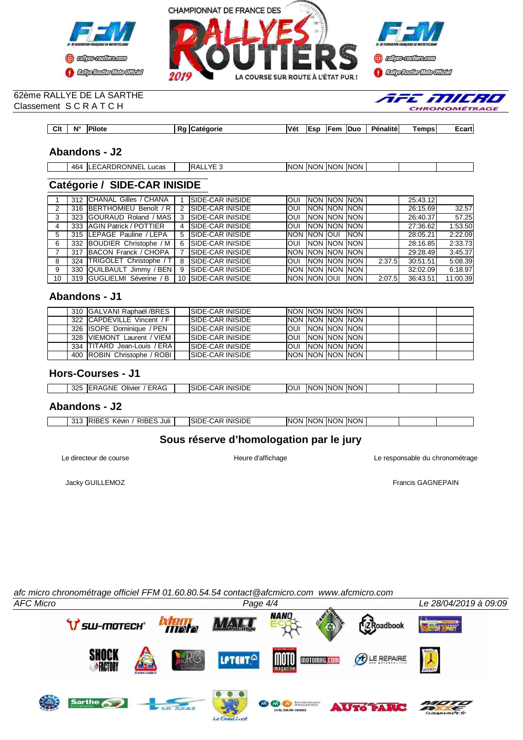62ème RALLYE DE LA SARTHE
Classement S C R A T C H

| Clt | N° | Pilote | Rg | Catégorie | Vét | Esp | Fem | Duo | Pénalité | Temps | Ecart |
|---|---|---|---|---|---|---|---|---|---|---|---|

## Abandons - J2

| Clt | N° | Pilote | Rg | Catégorie | Vét | Esp | Fem | Duo | Pénalité | Temps | Ecart |
|---|---|---|---|---|---|---|---|---|---|---|---|
| | 464 | LECARDRONNEL Lucas | | RALLYE 3 | NON | NON | NON | NON | | | |

## Catégorie / SIDE-CAR INISIDE

| Clt | N° | Pilote | Rg | Catégorie | Vét | Esp | Fem | Duo | Pénalité | Temps | Ecart |
|---|---|---|---|---|---|---|---|---|---|---|---|
| 1 | 312 | CHANAL Gilles / CHANA | 1 | SIDE-CAR INISIDE | OUI | NON | NON | NON | | 25:43.12 | |
| 2 | 316 | BERTHOMIEU Benoît / R | 2 | SIDE-CAR INISIDE | OUI | NON | NON | NON | | 26:15.69 | 32.57 |
| 3 | 323 | GOURAUD Roland / MAS | 3 | SIDE-CAR INISIDE | OUI | NON | NON | NON | | 26:40.37 | 57.25 |
| 4 | 333 | AGIN Patrick / POTTIER | 4 | SIDE-CAR INISIDE | OUI | NON | NON | NON | | 27:36.62 | 1:53.50 |
| 5 | 315 | LEPAGE Pauline / LEPA | 5 | SIDE-CAR INISIDE | NON | NON | OUI | NON | | 28:05.21 | 2:22.09 |
| 6 | 332 | BOUDIER Christophe / M | 6 | SIDE-CAR INISIDE | OUI | NON | NON | NON | | 28:16.85 | 2:33.73 |
| 7 | 317 | BACON Franck / CHOPA | 7 | SIDE-CAR INISIDE | NON | NON | NON | NON | | 29:28.49 | 3:45.37 |
| 8 | 324 | TRIGOLET Christophe / T | 8 | SIDE-CAR INISIDE | OUI | NON | NON | NON | 2:37.5 | 30:51.51 | 5:08.39 |
| 9 | 330 | QUILBAULT Jimmy / BEN | 9 | SIDE-CAR INISIDE | NON | NON | NON | NON | | 32:02.09 | 6:18.97 |
| 10 | 319 | GUGLIELMI Séverine / B | 10 | SIDE-CAR INISIDE | NON | NON | OUI | NON | 2:07.5 | 36:43.51 | 11:00.39 |

## Abandons - J1

| Clt | N° | Pilote | Rg | Catégorie | Vét | Esp | Fem | Duo | Pénalité | Temps | Ecart |
|---|---|---|---|---|---|---|---|---|---|---|---|
| | 310 | GALVANI Raphaël /BRES | | SIDE-CAR INISIDE | NON | NON | NON | NON | | | |
| | 322 | CAPDEVILLE Vincent / F | | SIDE-CAR INISIDE | NON | NON | NON | NON | | | |
| | 326 | ISOPE Dominique / PEN | | SIDE-CAR INISIDE | OUI | NON | NON | NON | | | |
| | 328 | VIEMONT Laurent / VIEM | | SIDE-CAR INISIDE | OUI | NON | NON | NON | | | |
| | 334 | TITARD Jean-Louis / ERA | | SIDE-CAR INISIDE | OUI | NON | NON | NON | | | |
| | 400 | ROBIN Christophe / ROBI | | SIDE-CAR INISIDE | NON | NON | NON | NON | | | |

## Hors-Courses - J1

| Clt | N° | Pilote | Rg | Catégorie | Vét | Esp | Fem | Duo | Pénalité | Temps | Ecart |
|---|---|---|---|---|---|---|---|---|---|---|---|
| | 325 | ERAGNE Olivier / ERAG | | SIDE-CAR INISIDE | OUI | NON | NON | NON | | | |

## Abandons - J2

| Clt | N° | Pilote | Rg | Catégorie | Vét | Esp | Fem | Duo | Pénalité | Temps | Ecart |
|---|---|---|---|---|---|---|---|---|---|---|---|
| | 313 | RIBES Kévin / RIBES Juli | | SIDE-CAR INISIDE | NON | NON | NON | NON | | | |

## Sous réserve d'homologation par le jury

Le directeur de course — Heure d'affichage — Le responsable du chronométrage

Jacky GUILLEMOZ — Francis GAGNEPAIN

*afc micro chronométrage officiel FFM 01.60.80.54.54 contact@afcmicro.com www.afcmicro.com*

*AFC Micro* — *Le 28/04/2019 à 09:09*